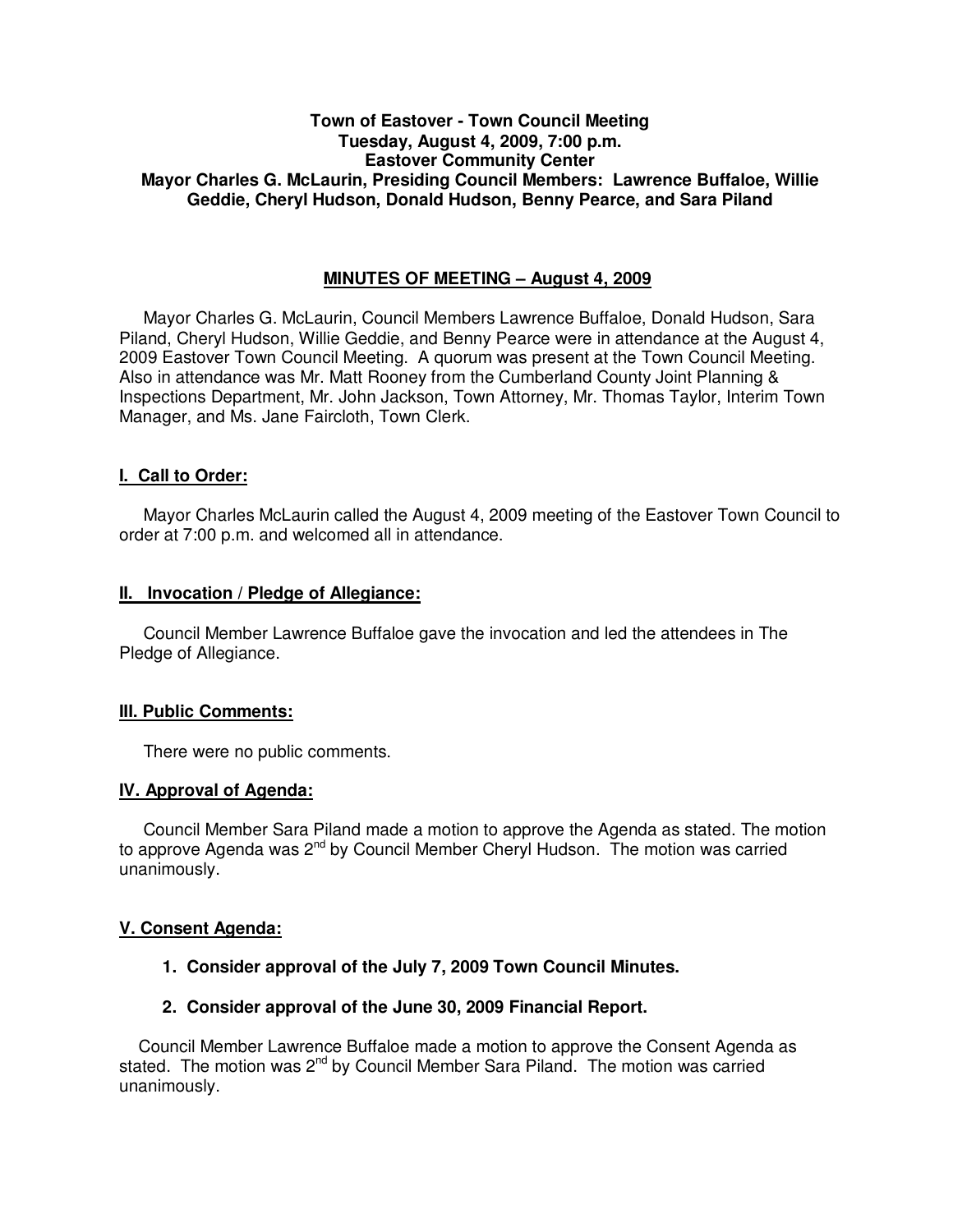**Town of Eastover - Town Council Meeting**
**Tuesday, August 4, 2009, 7:00 p.m.**
**Eastover Community Center**
**Mayor Charles G. McLaurin, Presiding Council Members: Lawrence Buffaloe, Willie Geddie, Cheryl Hudson, Donald Hudson, Benny Pearce, and Sara Piland**

## MINUTES OF MEETING – August 4, 2009

Mayor Charles G. McLaurin, Council Members Lawrence Buffaloe, Donald Hudson, Sara Piland, Cheryl Hudson, Willie Geddie, and Benny Pearce were in attendance at the August 4, 2009 Eastover Town Council Meeting. A quorum was present at the Town Council Meeting. Also in attendance was Mr. Matt Rooney from the Cumberland County Joint Planning & Inspections Department, Mr. John Jackson, Town Attorney, Mr. Thomas Taylor, Interim Town Manager, and Ms. Jane Faircloth, Town Clerk.

### I. Call to Order:

Mayor Charles McLaurin called the August 4, 2009 meeting of the Eastover Town Council to order at 7:00 p.m. and welcomed all in attendance.

### II. Invocation / Pledge of Allegiance:

Council Member Lawrence Buffaloe gave the invocation and led the attendees in The Pledge of Allegiance.

### III. Public Comments:

There were no public comments.

### IV. Approval of Agenda:

Council Member Sara Piland made a motion to approve the Agenda as stated. The motion to approve Agenda was 2nd by Council Member Cheryl Hudson. The motion was carried unanimously.

### V. Consent Agenda:

1. **Consider approval of the July 7, 2009 Town Council Minutes.**
2. **Consider approval of the June 30, 2009 Financial Report.**

Council Member Lawrence Buffaloe made a motion to approve the Consent Agenda as stated. The motion was 2nd by Council Member Sara Piland. The motion was carried unanimously.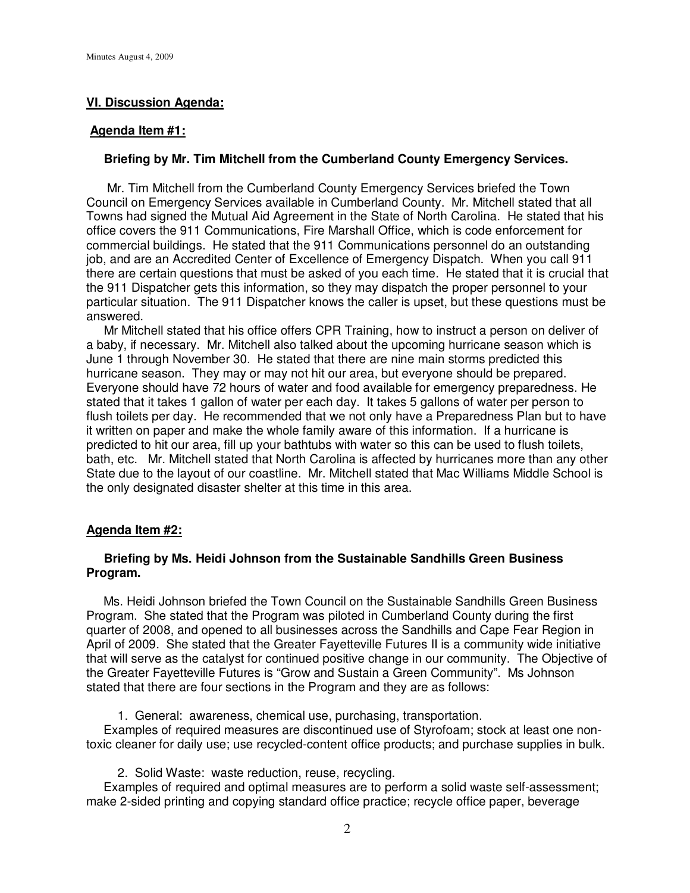## VI. Discussion Agenda:

### Agenda Item #1:

**Briefing by Mr. Tim Mitchell from the Cumberland County Emergency Services.**

Mr. Tim Mitchell from the Cumberland County Emergency Services briefed the Town Council on Emergency Services available in Cumberland County. Mr. Mitchell stated that all Towns had signed the Mutual Aid Agreement in the State of North Carolina. He stated that his office covers the 911 Communications, Fire Marshall Office, which is code enforcement for commercial buildings. He stated that the 911 Communications personnel do an outstanding job, and are an Accredited Center of Excellence of Emergency Dispatch. When you call 911 there are certain questions that must be asked of you each time. He stated that it is crucial that the 911 Dispatcher gets this information, so they may dispatch the proper personnel to your particular situation. The 911 Dispatcher knows the caller is upset, but these questions must be answered.

Mr Mitchell stated that his office offers CPR Training, how to instruct a person on deliver of a baby, if necessary. Mr. Mitchell also talked about the upcoming hurricane season which is June 1 through November 30. He stated that there are nine main storms predicted this hurricane season. They may or may not hit our area, but everyone should be prepared. Everyone should have 72 hours of water and food available for emergency preparedness. He stated that it takes 1 gallon of water per each day. It takes 5 gallons of water per person to flush toilets per day. He recommended that we not only have a Preparedness Plan but to have it written on paper and make the whole family aware of this information. If a hurricane is predicted to hit our area, fill up your bathtubs with water so this can be used to flush toilets, bath, etc. Mr. Mitchell stated that North Carolina is affected by hurricanes more than any other State due to the layout of our coastline. Mr. Mitchell stated that Mac Williams Middle School is the only designated disaster shelter at this time in this area.

### Agenda Item #2:

**Briefing by Ms. Heidi Johnson from the Sustainable Sandhills Green Business Program.**

Ms. Heidi Johnson briefed the Town Council on the Sustainable Sandhills Green Business Program. She stated that the Program was piloted in Cumberland County during the first quarter of 2008, and opened to all businesses across the Sandhills and Cape Fear Region in April of 2009. She stated that the Greater Fayetteville Futures II is a community wide initiative that will serve as the catalyst for continued positive change in our community. The Objective of the Greater Fayetteville Futures is "Grow and Sustain a Green Community". Ms Johnson stated that there are four sections in the Program and they are as follows:

1. General: awareness, chemical use, purchasing, transportation.

Examples of required measures are discontinued use of Styrofoam; stock at least one non-toxic cleaner for daily use; use recycled-content office products; and purchase supplies in bulk.

2. Solid Waste: waste reduction, reuse, recycling.

Examples of required and optimal measures are to perform a solid waste self-assessment; make 2-sided printing and copying standard office practice; recycle office paper, beverage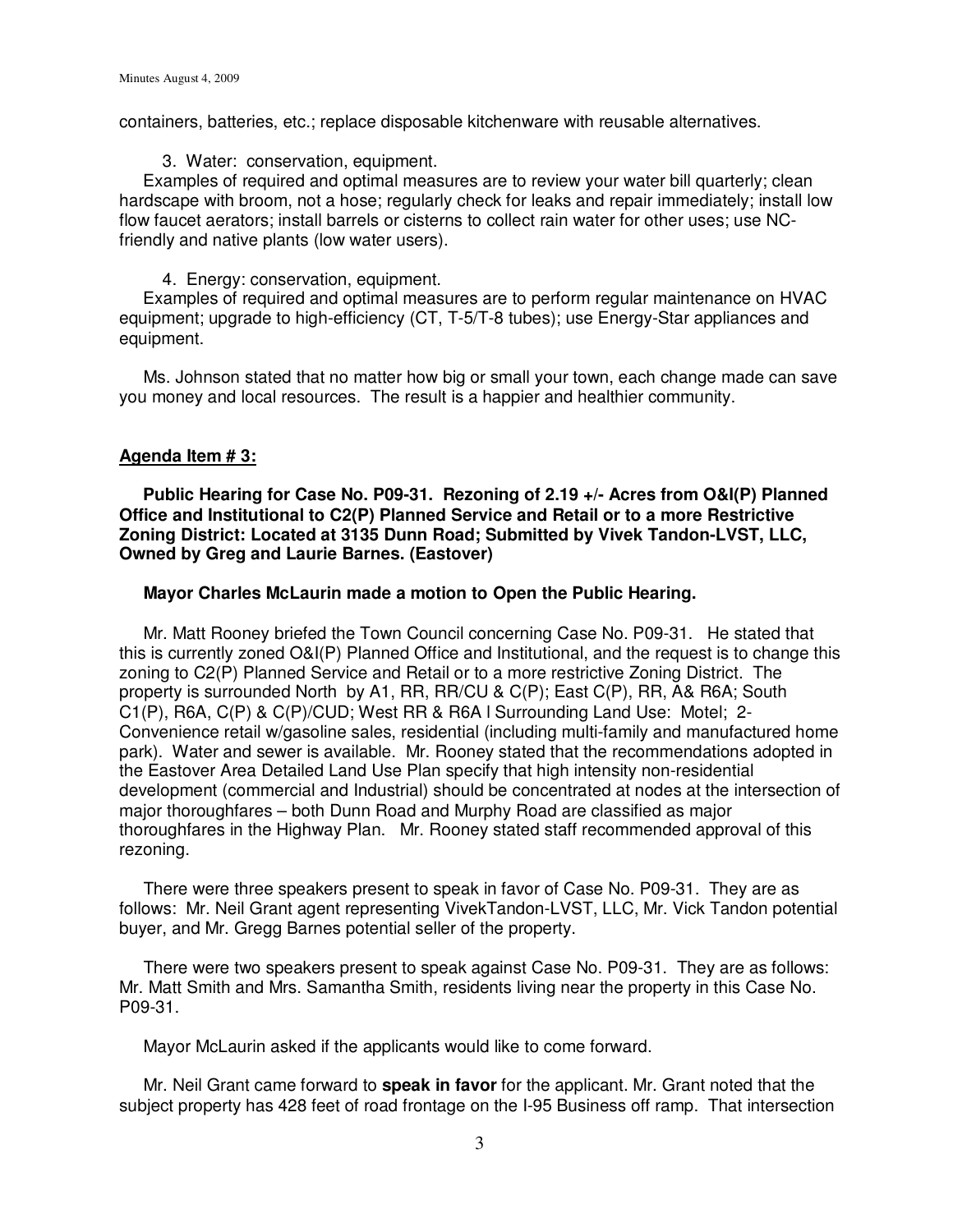containers, batteries, etc.; replace disposable kitchenware with reusable alternatives.

3. Water: conservation, equipment.

Examples of required and optimal measures are to review your water bill quarterly; clean hardscape with broom, not a hose; regularly check for leaks and repair immediately; install low flow faucet aerators; install barrels or cisterns to collect rain water for other uses; use NC-friendly and native plants (low water users).

4. Energy: conservation, equipment.

Examples of required and optimal measures are to perform regular maintenance on HVAC equipment; upgrade to high-efficiency (CT, T-5/T-8 tubes); use Energy-Star appliances and equipment.

Ms. Johnson stated that no matter how big or small your town, each change made can save you money and local resources. The result is a happier and healthier community.

## Agenda Item # 3:

**Public Hearing for Case No. P09-31. Rezoning of 2.19 +/- Acres from O&I(P) Planned Office and Institutional to C2(P) Planned Service and Retail or to a more Restrictive Zoning District: Located at 3135 Dunn Road; Submitted by Vivek Tandon-LVST, LLC, Owned by Greg and Laurie Barnes. (Eastover)**

**Mayor Charles McLaurin made a motion to Open the Public Hearing.**

Mr. Matt Rooney briefed the Town Council concerning Case No. P09-31. He stated that this is currently zoned O&I(P) Planned Office and Institutional, and the request is to change this zoning to C2(P) Planned Service and Retail or to a more restrictive Zoning District. The property is surrounded North by A1, RR, RR/CU & C(P); East C(P), RR, A& R6A; South C1(P), R6A, C(P) & C(P)/CUD; West RR & R6A l Surrounding Land Use: Motel; 2-Convenience retail w/gasoline sales, residential (including multi-family and manufactured home park). Water and sewer is available. Mr. Rooney stated that the recommendations adopted in the Eastover Area Detailed Land Use Plan specify that high intensity non-residential development (commercial and Industrial) should be concentrated at nodes at the intersection of major thoroughfares – both Dunn Road and Murphy Road are classified as major thoroughfares in the Highway Plan. Mr. Rooney stated staff recommended approval of this rezoning.

There were three speakers present to speak in favor of Case No. P09-31. They are as follows: Mr. Neil Grant agent representing VivekTandon-LVST, LLC, Mr. Vick Tandon potential buyer, and Mr. Gregg Barnes potential seller of the property.

There were two speakers present to speak against Case No. P09-31. They are as follows: Mr. Matt Smith and Mrs. Samantha Smith, residents living near the property in this Case No. P09-31.

Mayor McLaurin asked if the applicants would like to come forward.

Mr. Neil Grant came forward to **speak in favor** for the applicant. Mr. Grant noted that the subject property has 428 feet of road frontage on the I-95 Business off ramp. That intersection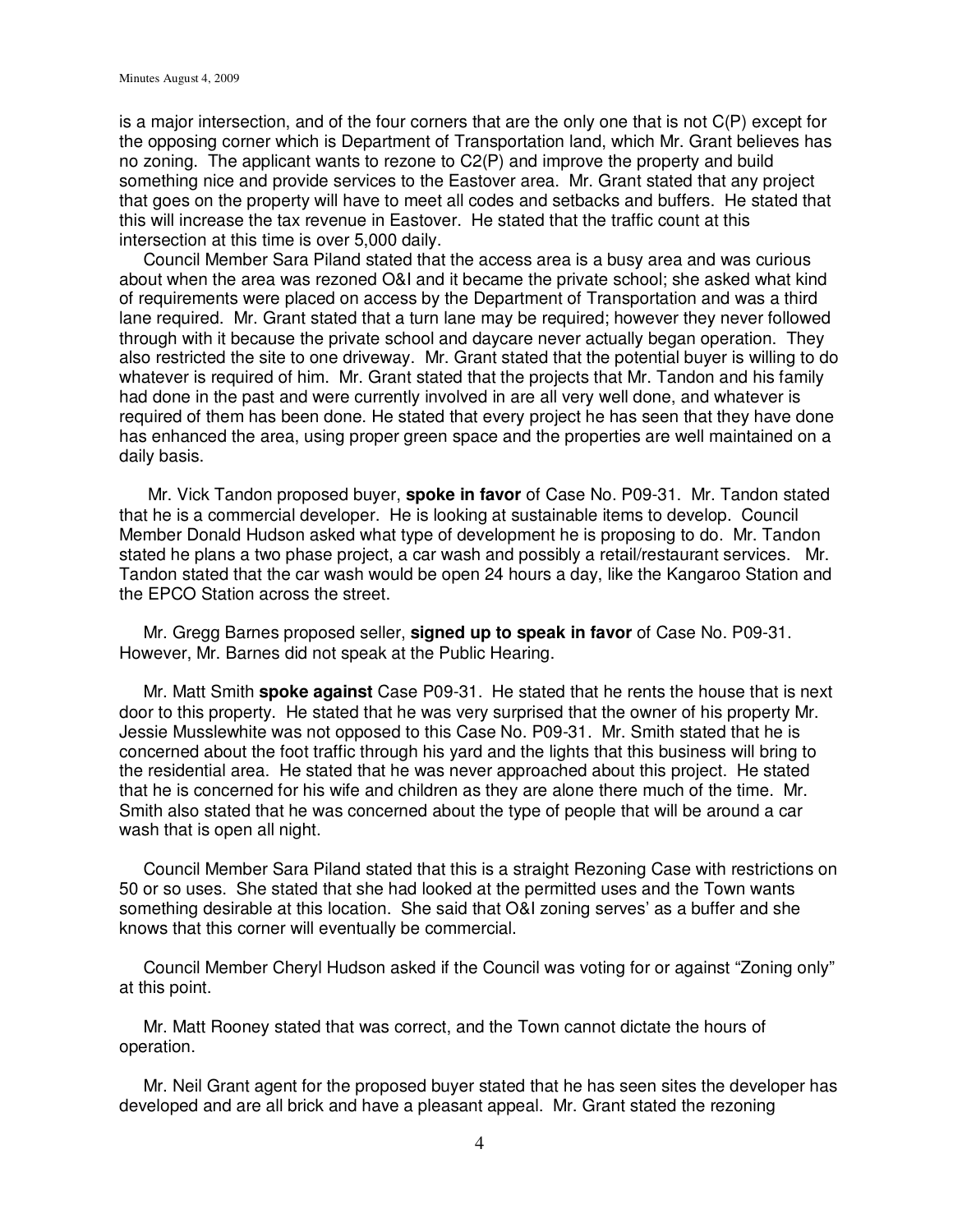is a major intersection, and of the four corners that are the only one that is not C(P) except for the opposing corner which is Department of Transportation land, which Mr. Grant believes has no zoning. The applicant wants to rezone to C2(P) and improve the property and build something nice and provide services to the Eastover area. Mr. Grant stated that any project that goes on the property will have to meet all codes and setbacks and buffers. He stated that this will increase the tax revenue in Eastover. He stated that the traffic count at this intersection at this time is over 5,000 daily.

Council Member Sara Piland stated that the access area is a busy area and was curious about when the area was rezoned O&I and it became the private school; she asked what kind of requirements were placed on access by the Department of Transportation and was a third lane required. Mr. Grant stated that a turn lane may be required; however they never followed through with it because the private school and daycare never actually began operation. They also restricted the site to one driveway. Mr. Grant stated that the potential buyer is willing to do whatever is required of him. Mr. Grant stated that the projects that Mr. Tandon and his family had done in the past and were currently involved in are all very well done, and whatever is required of them has been done. He stated that every project he has seen that they have done has enhanced the area, using proper green space and the properties are well maintained on a daily basis.

Mr. Vick Tandon proposed buyer, **spoke in favor** of Case No. P09-31. Mr. Tandon stated that he is a commercial developer. He is looking at sustainable items to develop. Council Member Donald Hudson asked what type of development he is proposing to do. Mr. Tandon stated he plans a two phase project, a car wash and possibly a retail/restaurant services. Mr. Tandon stated that the car wash would be open 24 hours a day, like the Kangaroo Station and the EPCO Station across the street.

Mr. Gregg Barnes proposed seller, **signed up to speak in favor** of Case No. P09-31. However, Mr. Barnes did not speak at the Public Hearing.

Mr. Matt Smith **spoke against** Case P09-31. He stated that he rents the house that is next door to this property. He stated that he was very surprised that the owner of his property Mr. Jessie Musslewhite was not opposed to this Case No. P09-31. Mr. Smith stated that he is concerned about the foot traffic through his yard and the lights that this business will bring to the residential area. He stated that he was never approached about this project. He stated that he is concerned for his wife and children as they are alone there much of the time. Mr. Smith also stated that he was concerned about the type of people that will be around a car wash that is open all night.

Council Member Sara Piland stated that this is a straight Rezoning Case with restrictions on 50 or so uses. She stated that she had looked at the permitted uses and the Town wants something desirable at this location. She said that O&I zoning serves' as a buffer and she knows that this corner will eventually be commercial.

Council Member Cheryl Hudson asked if the Council was voting for or against "Zoning only" at this point.

Mr. Matt Rooney stated that was correct, and the Town cannot dictate the hours of operation.

Mr. Neil Grant agent for the proposed buyer stated that he has seen sites the developer has developed and are all brick and have a pleasant appeal. Mr. Grant stated the rezoning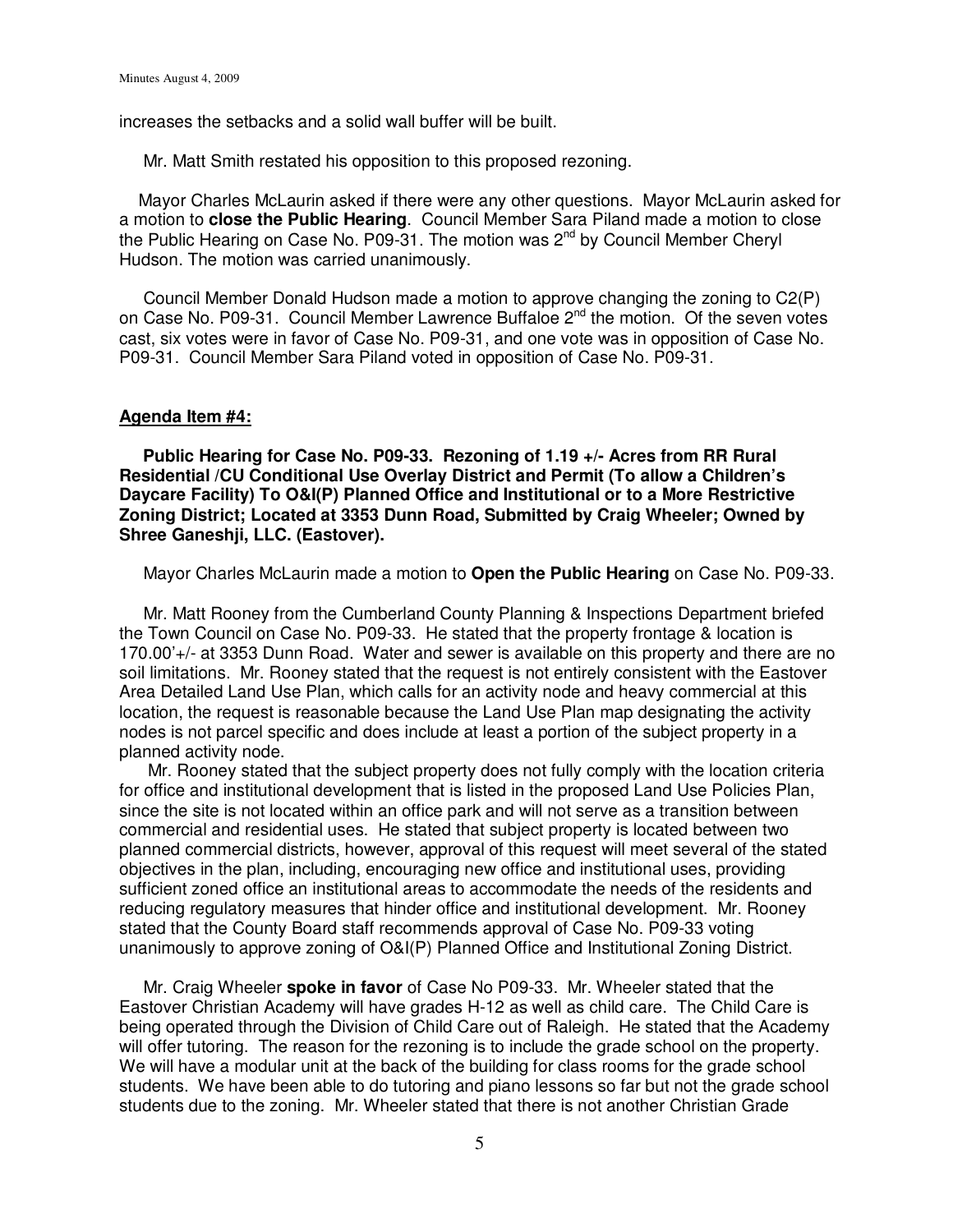increases the setbacks and a solid wall buffer will be built.

Mr. Matt Smith restated his opposition to this proposed rezoning.

Mayor Charles McLaurin asked if there were any other questions. Mayor McLaurin asked for a motion to **close the Public Hearing**. Council Member Sara Piland made a motion to close the Public Hearing on Case No. P09-31. The motion was 2nd by Council Member Cheryl Hudson. The motion was carried unanimously.

Council Member Donald Hudson made a motion to approve changing the zoning to C2(P) on Case No. P09-31. Council Member Lawrence Buffaloe 2nd the motion. Of the seven votes cast, six votes were in favor of Case No. P09-31, and one vote was in opposition of Case No. P09-31. Council Member Sara Piland voted in opposition of Case No. P09-31.

**Agenda Item #4:**

**Public Hearing for Case No. P09-33. Rezoning of 1.19 +/- Acres from RR Rural Residential /CU Conditional Use Overlay District and Permit (To allow a Children's Daycare Facility) To O&I(P) Planned Office and Institutional or to a More Restrictive Zoning District; Located at 3353 Dunn Road, Submitted by Craig Wheeler; Owned by Shree Ganeshji, LLC. (Eastover).**

Mayor Charles McLaurin made a motion to **Open the Public Hearing** on Case No. P09-33.

Mr. Matt Rooney from the Cumberland County Planning & Inspections Department briefed the Town Council on Case No. P09-33. He stated that the property frontage & location is 170.00'+/- at 3353 Dunn Road. Water and sewer is available on this property and there are no soil limitations. Mr. Rooney stated that the request is not entirely consistent with the Eastover Area Detailed Land Use Plan, which calls for an activity node and heavy commercial at this location, the request is reasonable because the Land Use Plan map designating the activity nodes is not parcel specific and does include at least a portion of the subject property in a planned activity node.

Mr. Rooney stated that the subject property does not fully comply with the location criteria for office and institutional development that is listed in the proposed Land Use Policies Plan, since the site is not located within an office park and will not serve as a transition between commercial and residential uses. He stated that subject property is located between two planned commercial districts, however, approval of this request will meet several of the stated objectives in the plan, including, encouraging new office and institutional uses, providing sufficient zoned office an institutional areas to accommodate the needs of the residents and reducing regulatory measures that hinder office and institutional development. Mr. Rooney stated that the County Board staff recommends approval of Case No. P09-33 voting unanimously to approve zoning of O&I(P) Planned Office and Institutional Zoning District.

Mr. Craig Wheeler **spoke in favor** of Case No P09-33. Mr. Wheeler stated that the Eastover Christian Academy will have grades H-12 as well as child care. The Child Care is being operated through the Division of Child Care out of Raleigh. He stated that the Academy will offer tutoring. The reason for the rezoning is to include the grade school on the property. We will have a modular unit at the back of the building for class rooms for the grade school students. We have been able to do tutoring and piano lessons so far but not the grade school students due to the zoning. Mr. Wheeler stated that there is not another Christian Grade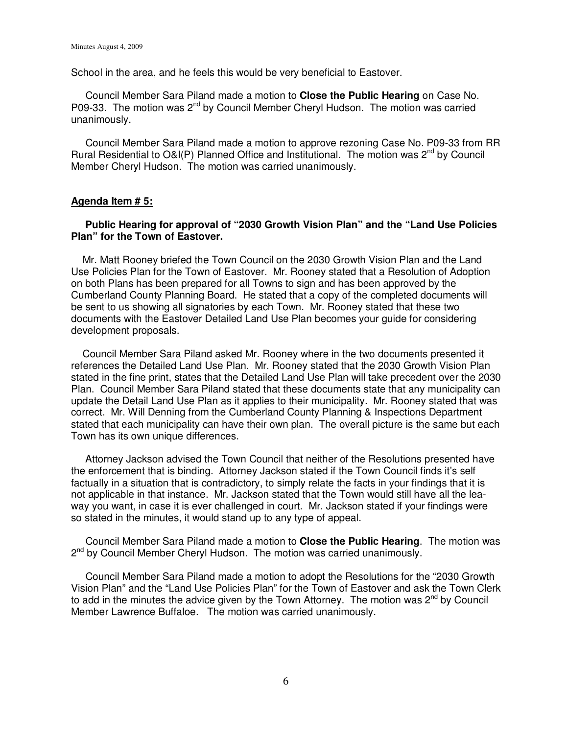School in the area, and he feels this would be very beneficial to Eastover.

Council Member Sara Piland made a motion to **Close the Public Hearing** on Case No. P09-33. The motion was 2nd by Council Member Cheryl Hudson. The motion was carried unanimously.

Council Member Sara Piland made a motion to approve rezoning Case No. P09-33 from RR Rural Residential to O&I(P) Planned Office and Institutional. The motion was 2nd by Council Member Cheryl Hudson. The motion was carried unanimously.

**Agenda Item # 5:**

**Public Hearing for approval of "2030 Growth Vision Plan" and the "Land Use Policies Plan" for the Town of Eastover.**

Mr. Matt Rooney briefed the Town Council on the 2030 Growth Vision Plan and the Land Use Policies Plan for the Town of Eastover. Mr. Rooney stated that a Resolution of Adoption on both Plans has been prepared for all Towns to sign and has been approved by the Cumberland County Planning Board. He stated that a copy of the completed documents will be sent to us showing all signatories by each Town. Mr. Rooney stated that these two documents with the Eastover Detailed Land Use Plan becomes your guide for considering development proposals.

Council Member Sara Piland asked Mr. Rooney where in the two documents presented it references the Detailed Land Use Plan. Mr. Rooney stated that the 2030 Growth Vision Plan stated in the fine print, states that the Detailed Land Use Plan will take precedent over the 2030 Plan. Council Member Sara Piland stated that these documents state that any municipality can update the Detail Land Use Plan as it applies to their municipality. Mr. Rooney stated that was correct. Mr. Will Denning from the Cumberland County Planning & Inspections Department stated that each municipality can have their own plan. The overall picture is the same but each Town has its own unique differences.

Attorney Jackson advised the Town Council that neither of the Resolutions presented have the enforcement that is binding. Attorney Jackson stated if the Town Council finds it's self factually in a situation that is contradictory, to simply relate the facts in your findings that it is not applicable in that instance. Mr. Jackson stated that the Town would still have all the lea-way you want, in case it is ever challenged in court. Mr. Jackson stated if your findings were so stated in the minutes, it would stand up to any type of appeal.

Council Member Sara Piland made a motion to **Close the Public Hearing**. The motion was 2nd by Council Member Cheryl Hudson. The motion was carried unanimously.

Council Member Sara Piland made a motion to adopt the Resolutions for the "2030 Growth Vision Plan" and the "Land Use Policies Plan" for the Town of Eastover and ask the Town Clerk to add in the minutes the advice given by the Town Attorney. The motion was 2nd by Council Member Lawrence Buffaloe. The motion was carried unanimously.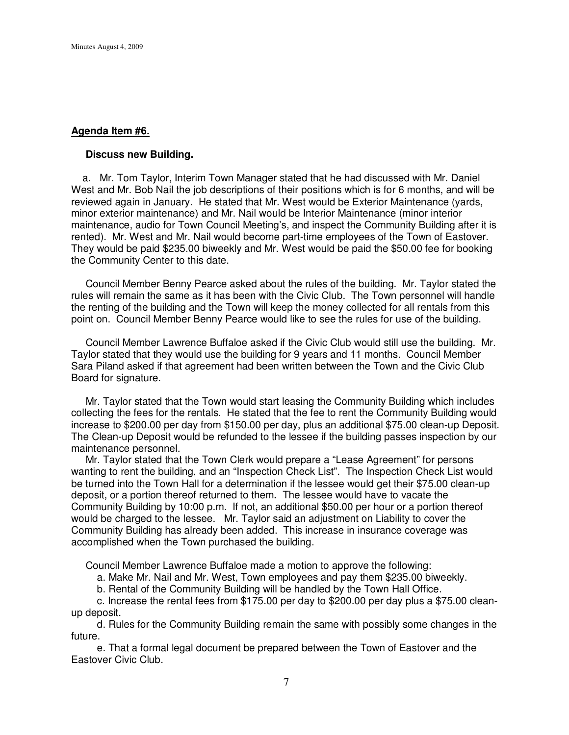**Agenda Item #6.**

**Discuss new Building.**

a. Mr. Tom Taylor, Interim Town Manager stated that he had discussed with Mr. Daniel West and Mr. Bob Nail the job descriptions of their positions which is for 6 months, and will be reviewed again in January. He stated that Mr. West would be Exterior Maintenance (yards, minor exterior maintenance) and Mr. Nail would be Interior Maintenance (minor interior maintenance, audio for Town Council Meeting's, and inspect the Community Building after it is rented). Mr. West and Mr. Nail would become part-time employees of the Town of Eastover. They would be paid $235.00 biweekly and Mr. West would be paid the $50.00 fee for booking the Community Center to this date.

Council Member Benny Pearce asked about the rules of the building. Mr. Taylor stated the rules will remain the same as it has been with the Civic Club. The Town personnel will handle the renting of the building and the Town will keep the money collected for all rentals from this point on. Council Member Benny Pearce would like to see the rules for use of the building.

Council Member Lawrence Buffaloe asked if the Civic Club would still use the building. Mr. Taylor stated that they would use the building for 9 years and 11 months. Council Member Sara Piland asked if that agreement had been written between the Town and the Civic Club Board for signature.

Mr. Taylor stated that the Town would start leasing the Community Building which includes collecting the fees for the rentals. He stated that the fee to rent the Community Building would increase to $200.00 per day from $150.00 per day, plus an additional $75.00 clean-up Deposit. The Clean-up Deposit would be refunded to the lessee if the building passes inspection by our maintenance personnel.

Mr. Taylor stated that the Town Clerk would prepare a "Lease Agreement" for persons wanting to rent the building, and an "Inspection Check List". The Inspection Check List would be turned into the Town Hall for a determination if the lessee would get their $75.00 clean-up deposit, or a portion thereof returned to them**.** The lessee would have to vacate the Community Building by 10:00 p.m. If not, an additional $50.00 per hour or a portion thereof would be charged to the lessee. Mr. Taylor said an adjustment on Liability to cover the Community Building has already been added. This increase in insurance coverage was accomplished when the Town purchased the building.

Council Member Lawrence Buffaloe made a motion to approve the following:

a. Make Mr. Nail and Mr. West, Town employees and pay them $235.00 biweekly.

b. Rental of the Community Building will be handled by the Town Hall Office.

c. Increase the rental fees from $175.00 per day to $200.00 per day plus a $75.00 clean-up deposit.

d. Rules for the Community Building remain the same with possibly some changes in the future.

e. That a formal legal document be prepared between the Town of Eastover and the Eastover Civic Club.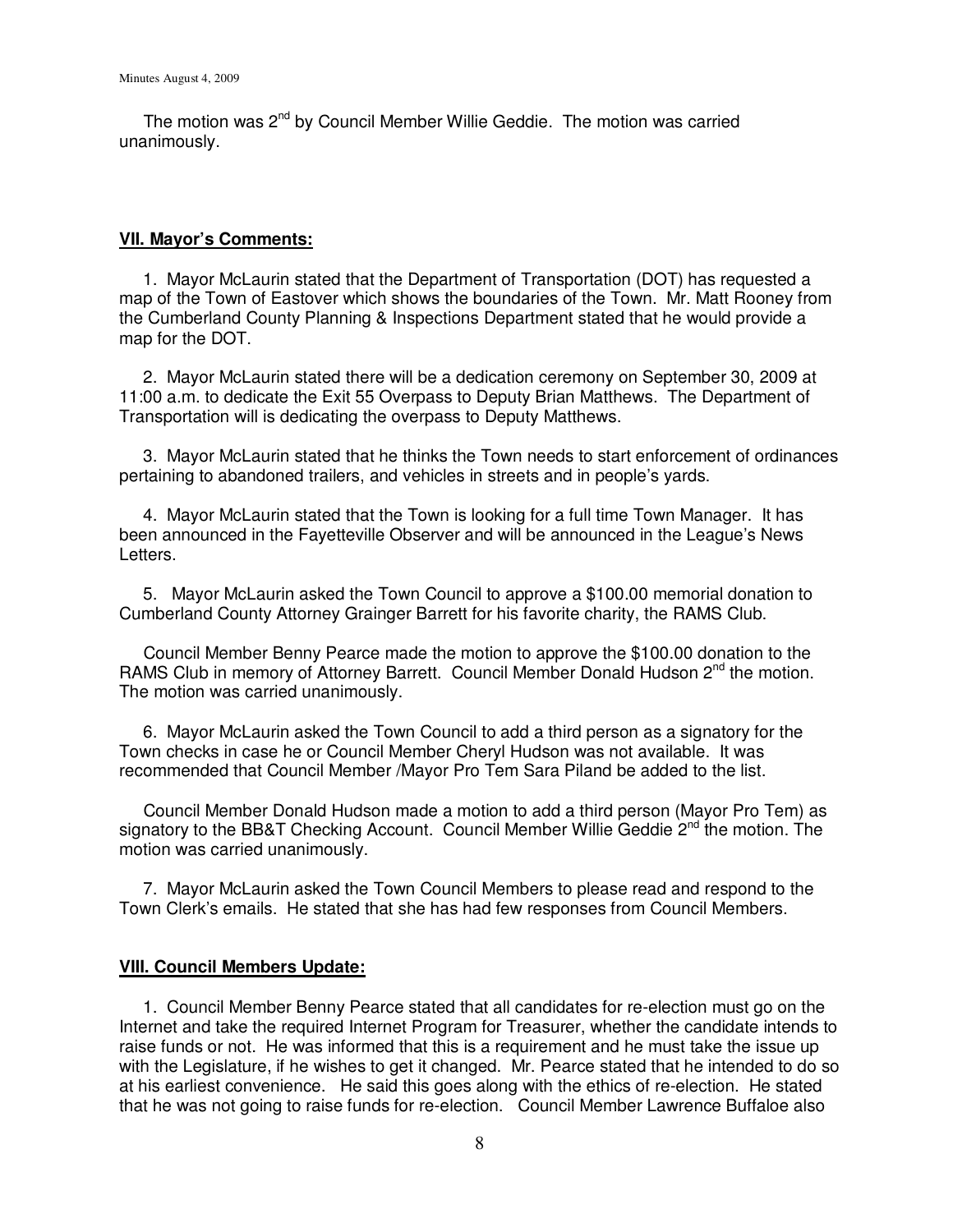The motion was $2^{nd}$ by Council Member Willie Geddie. The motion was carried unanimously.

**VII. Mayor's Comments:**

1. Mayor McLaurin stated that the Department of Transportation (DOT) has requested a map of the Town of Eastover which shows the boundaries of the Town. Mr. Matt Rooney from the Cumberland County Planning & Inspections Department stated that he would provide a map for the DOT.

2. Mayor McLaurin stated there will be a dedication ceremony on September 30, 2009 at 11:00 a.m. to dedicate the Exit 55 Overpass to Deputy Brian Matthews. The Department of Transportation will is dedicating the overpass to Deputy Matthews.

3. Mayor McLaurin stated that he thinks the Town needs to start enforcement of ordinances pertaining to abandoned trailers, and vehicles in streets and in people's yards.

4. Mayor McLaurin stated that the Town is looking for a full time Town Manager. It has been announced in the Fayetteville Observer and will be announced in the League's News Letters.

5. Mayor McLaurin asked the Town Council to approve a $100.00 memorial donation to Cumberland County Attorney Grainger Barrett for his favorite charity, the RAMS Club.

Council Member Benny Pearce made the motion to approve the $100.00 donation to the RAMS Club in memory of Attorney Barrett. Council Member Donald Hudson $2^{nd}$ the motion. The motion was carried unanimously.

6. Mayor McLaurin asked the Town Council to add a third person as a signatory for the Town checks in case he or Council Member Cheryl Hudson was not available. It was recommended that Council Member /Mayor Pro Tem Sara Piland be added to the list.

Council Member Donald Hudson made a motion to add a third person (Mayor Pro Tem) as signatory to the BB&T Checking Account. Council Member Willie Geddie $2^{nd}$ the motion. The motion was carried unanimously.

7. Mayor McLaurin asked the Town Council Members to please read and respond to the Town Clerk's emails. He stated that she has had few responses from Council Members.

**VIII. Council Members Update:**

1. Council Member Benny Pearce stated that all candidates for re-election must go on the Internet and take the required Internet Program for Treasurer, whether the candidate intends to raise funds or not. He was informed that this is a requirement and he must take the issue up with the Legislature, if he wishes to get it changed. Mr. Pearce stated that he intended to do so at his earliest convenience. He said this goes along with the ethics of re-election. He stated that he was not going to raise funds for re-election. Council Member Lawrence Buffaloe also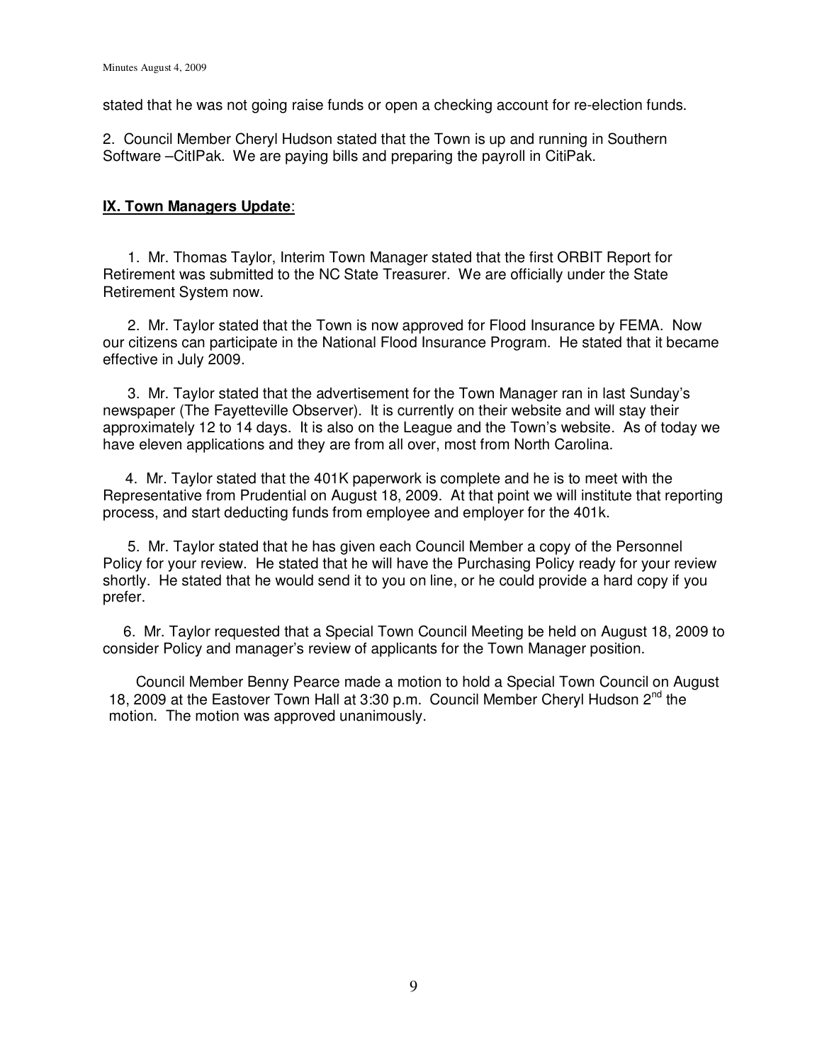stated that he was not going raise funds or open a checking account for re-election funds.

2. Council Member Cheryl Hudson stated that the Town is up and running in Southern Software –CitIPak. We are paying bills and preparing the payroll in CitiPak.

**IX. Town Managers Update**:

1. Mr. Thomas Taylor, Interim Town Manager stated that the first ORBIT Report for Retirement was submitted to the NC State Treasurer. We are officially under the State Retirement System now.

2. Mr. Taylor stated that the Town is now approved for Flood Insurance by FEMA. Now our citizens can participate in the National Flood Insurance Program. He stated that it became effective in July 2009.

3. Mr. Taylor stated that the advertisement for the Town Manager ran in last Sunday's newspaper (The Fayetteville Observer). It is currently on their website and will stay their approximately 12 to 14 days. It is also on the League and the Town's website. As of today we have eleven applications and they are from all over, most from North Carolina.

4. Mr. Taylor stated that the 401K paperwork is complete and he is to meet with the Representative from Prudential on August 18, 2009. At that point we will institute that reporting process, and start deducting funds from employee and employer for the 401k.

5. Mr. Taylor stated that he has given each Council Member a copy of the Personnel Policy for your review. He stated that he will have the Purchasing Policy ready for your review shortly. He stated that he would send it to you on line, or he could provide a hard copy if you prefer.

6. Mr. Taylor requested that a Special Town Council Meeting be held on August 18, 2009 to consider Policy and manager's review of applicants for the Town Manager position.

Council Member Benny Pearce made a motion to hold a Special Town Council on August 18, 2009 at the Eastover Town Hall at 3:30 p.m. Council Member Cheryl Hudson 2nd the motion. The motion was approved unanimously.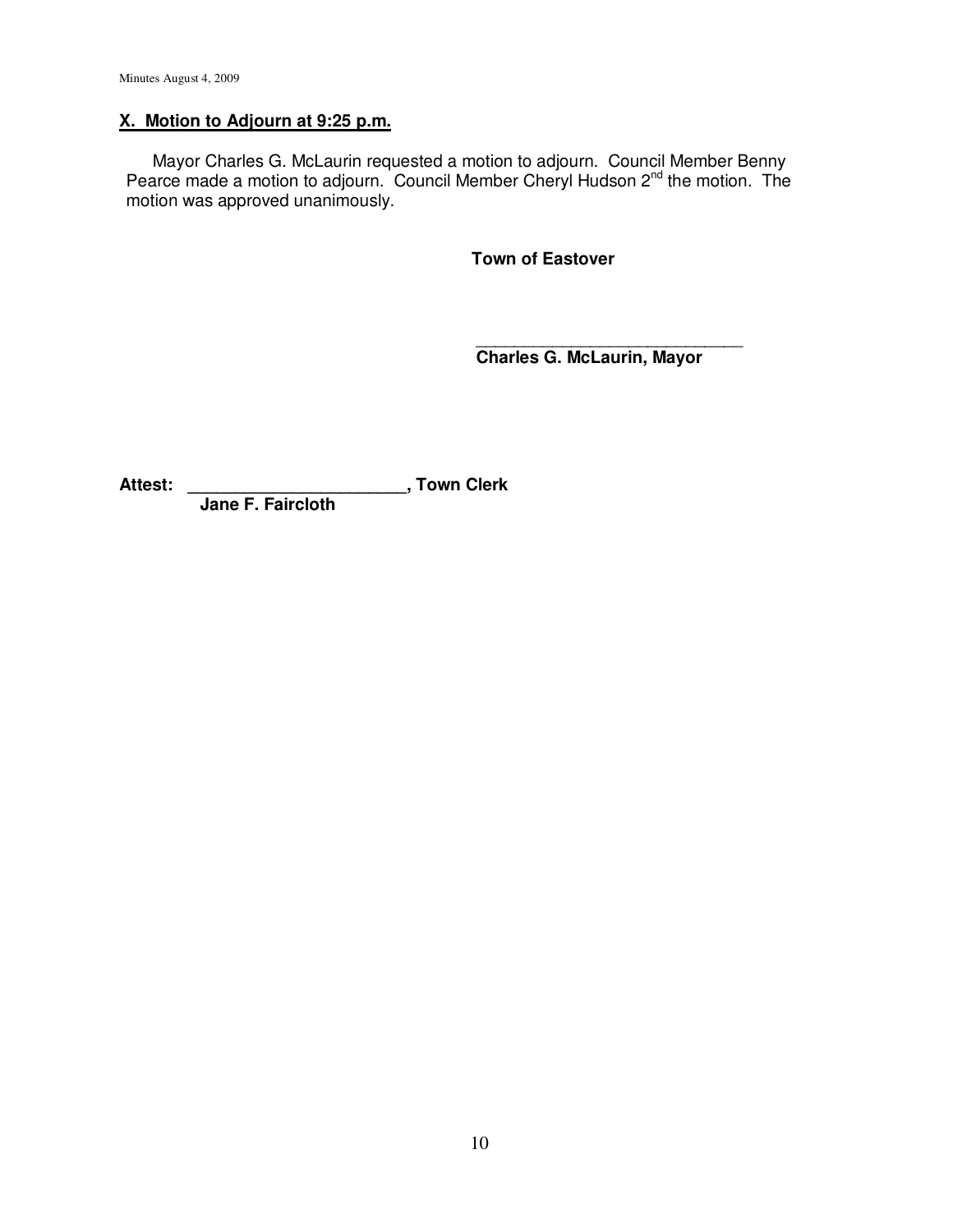## X. Motion to Adjourn at 9:25 p.m.

Mayor Charles G. McLaurin requested a motion to adjourn. Council Member Benny Pearce made a motion to adjourn. Council Member Cheryl Hudson 2nd the motion. The motion was approved unanimously.

**Town of Eastover**

______________________________
**Charles G. McLaurin, Mayor**

**Attest: _______________________, Town Clerk**
**Jane F. Faircloth**